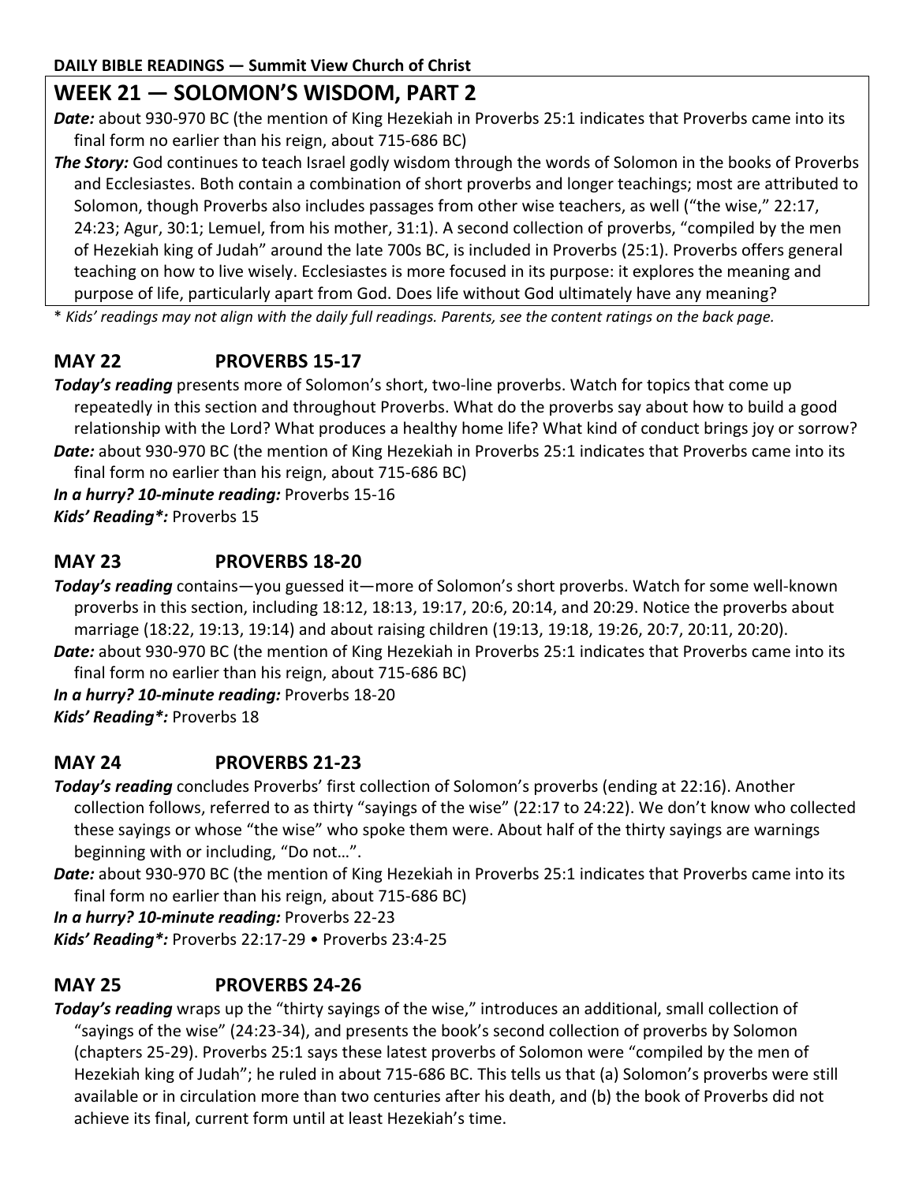**DAILY BIBLE READINGS — Summit View Church of Christ**

## WEEK 21 — SOLOMON'S WISDOM, PART 2

***Date:*** about 930-970 BC (the mention of King Hezekiah in Proverbs 25:1 indicates that Proverbs came into its final form no earlier than his reign, about 715-686 BC)

***The Story:*** God continues to teach Israel godly wisdom through the words of Solomon in the books of Proverbs and Ecclesiastes. Both contain a combination of short proverbs and longer teachings; most are attributed to Solomon, though Proverbs also includes passages from other wise teachers, as well ("the wise," 22:17, 24:23; Agur, 30:1; Lemuel, from his mother, 31:1). A second collection of proverbs, "compiled by the men of Hezekiah king of Judah" around the late 700s BC, is included in Proverbs (25:1). Proverbs offers general teaching on how to live wisely. Ecclesiastes is more focused in its purpose: it explores the meaning and purpose of life, particularly apart from God. Does life without God ultimately have any meaning?

\* *Kids' readings may not align with the daily full readings. Parents, see the content ratings on the back page.*

### MAY 22 PROVERBS 15-17

***Today's reading*** presents more of Solomon's short, two-line proverbs. Watch for topics that come up repeatedly in this section and throughout Proverbs. What do the proverbs say about how to build a good relationship with the Lord? What produces a healthy home life? What kind of conduct brings joy or sorrow?

***Date:*** about 930-970 BC (the mention of King Hezekiah in Proverbs 25:1 indicates that Proverbs came into its final form no earlier than his reign, about 715-686 BC)

***In a hurry? 10-minute reading:*** Proverbs 15-16

***Kids' Reading\*:*** Proverbs 15

### MAY 23 PROVERBS 18-20

***Today's reading*** contains—you guessed it—more of Solomon's short proverbs. Watch for some well-known proverbs in this section, including 18:12, 18:13, 19:17, 20:6, 20:14, and 20:29. Notice the proverbs about marriage (18:22, 19:13, 19:14) and about raising children (19:13, 19:18, 19:26, 20:7, 20:11, 20:20).

***Date:*** about 930-970 BC (the mention of King Hezekiah in Proverbs 25:1 indicates that Proverbs came into its final form no earlier than his reign, about 715-686 BC)

***In a hurry? 10-minute reading:*** Proverbs 18-20

***Kids' Reading\*:*** Proverbs 18

### MAY 24 PROVERBS 21-23

***Today's reading*** concludes Proverbs' first collection of Solomon's proverbs (ending at 22:16). Another collection follows, referred to as thirty "sayings of the wise" (22:17 to 24:22). We don't know who collected these sayings or whose "the wise" who spoke them were. About half of the thirty sayings are warnings beginning with or including, "Do not…".

***Date:*** about 930-970 BC (the mention of King Hezekiah in Proverbs 25:1 indicates that Proverbs came into its final form no earlier than his reign, about 715-686 BC)

***In a hurry? 10-minute reading:*** Proverbs 22-23

***Kids' Reading\*:*** Proverbs 22:17-29 • Proverbs 23:4-25

### MAY 25 PROVERBS 24-26

***Today's reading*** wraps up the "thirty sayings of the wise," introduces an additional, small collection of "sayings of the wise" (24:23-34), and presents the book's second collection of proverbs by Solomon (chapters 25-29). Proverbs 25:1 says these latest proverbs of Solomon were "compiled by the men of Hezekiah king of Judah"; he ruled in about 715-686 BC. This tells us that (a) Solomon's proverbs were still available or in circulation more than two centuries after his death, and (b) the book of Proverbs did not achieve its final, current form until at least Hezekiah's time.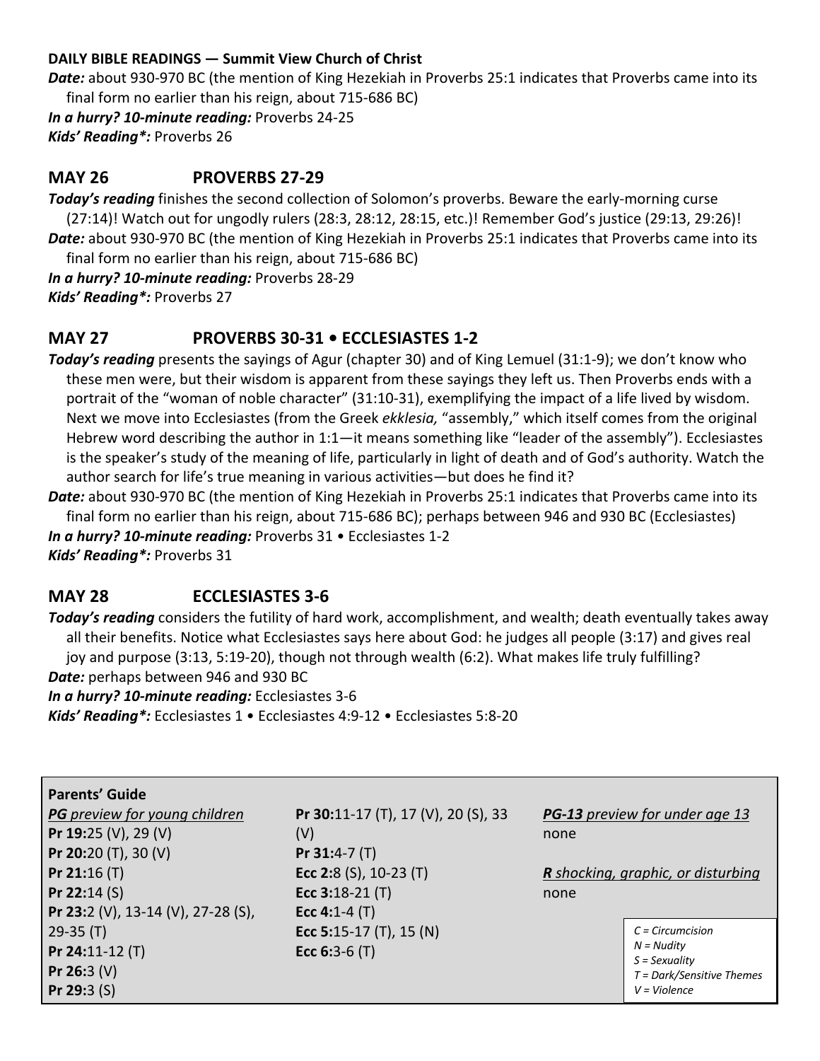**DAILY BIBLE READINGS — Summit View Church of Christ**

***Date:*** about 930-970 BC (the mention of King Hezekiah in Proverbs 25:1 indicates that Proverbs came into its final form no earlier than his reign, about 715-686 BC)

***In a hurry? 10-minute reading:*** Proverbs 24-25

***Kids' Reading\*:*** Proverbs 26

## MAY 26 PROVERBS 27-29

***Today's reading*** finishes the second collection of Solomon's proverbs. Beware the early-morning curse (27:14)! Watch out for ungodly rulers (28:3, 28:12, 28:15, etc.)! Remember God's justice (29:13, 29:26)!

***Date:*** about 930-970 BC (the mention of King Hezekiah in Proverbs 25:1 indicates that Proverbs came into its final form no earlier than his reign, about 715-686 BC)

***In a hurry? 10-minute reading:*** Proverbs 28-29

***Kids' Reading\*:*** Proverbs 27

## MAY 27 PROVERBS 30-31 • ECCLESIASTES 1-2

***Today's reading*** presents the sayings of Agur (chapter 30) and of King Lemuel (31:1-9); we don't know who these men were, but their wisdom is apparent from these sayings they left us. Then Proverbs ends with a portrait of the "woman of noble character" (31:10-31), exemplifying the impact of a life lived by wisdom. Next we move into Ecclesiastes (from the Greek *ekklesia,* "assembly," which itself comes from the original Hebrew word describing the author in 1:1—it means something like "leader of the assembly"). Ecclesiastes is the speaker's study of the meaning of life, particularly in light of death and of God's authority. Watch the author search for life's true meaning in various activities—but does he find it?

***Date:*** about 930-970 BC (the mention of King Hezekiah in Proverbs 25:1 indicates that Proverbs came into its final form no earlier than his reign, about 715-686 BC); perhaps between 946 and 930 BC (Ecclesiastes)

***In a hurry? 10-minute reading:*** Proverbs 31 • Ecclesiastes 1-2

***Kids' Reading\*:*** Proverbs 31

## MAY 28 ECCLESIASTES 3-6

***Today's reading*** considers the futility of hard work, accomplishment, and wealth; death eventually takes away all their benefits. Notice what Ecclesiastes says here about God: he judges all people (3:17) and gives real joy and purpose (3:13, 5:19-20), though not through wealth (6:2). What makes life truly fulfilling?

***Date:*** perhaps between 946 and 930 BC

***In a hurry? 10-minute reading:*** Ecclesiastes 3-6

***Kids' Reading\*:*** Ecclesiastes 1 • Ecclesiastes 4:9-12 • Ecclesiastes 5:8-20

**Parents' Guide**

***PG** preview for young children*

**Pr 19:**25 (V), 29 (V)
**Pr 20:**20 (T), 30 (V)
**Pr 21:**16 (T)
**Pr 22:**14 (S)
**Pr 23:**2 (V), 13-14 (V), 27-28 (S), 29-35 (T)
**Pr 24:**11-12 (T)
**Pr 26:**3 (V)
**Pr 29:**3 (S)
**Pr 30:**11-17 (T), 17 (V), 20 (S), 33 (V)
**Pr 31:**4-7 (T)
**Ecc 2:**8 (S), 10-23 (T)
**Ecc 3:**18-21 (T)
**Ecc 4:**1-4 (T)
**Ecc 5:**15-17 (T), 15 (N)
**Ecc 6:**3-6 (T)

***PG-13** preview for under age 13*

none

***R** shocking, graphic, or disturbing*

none

*C = Circumcision*
*N = Nudity*
*S = Sexuality*
*T = Dark/Sensitive Themes*
*V = Violence*